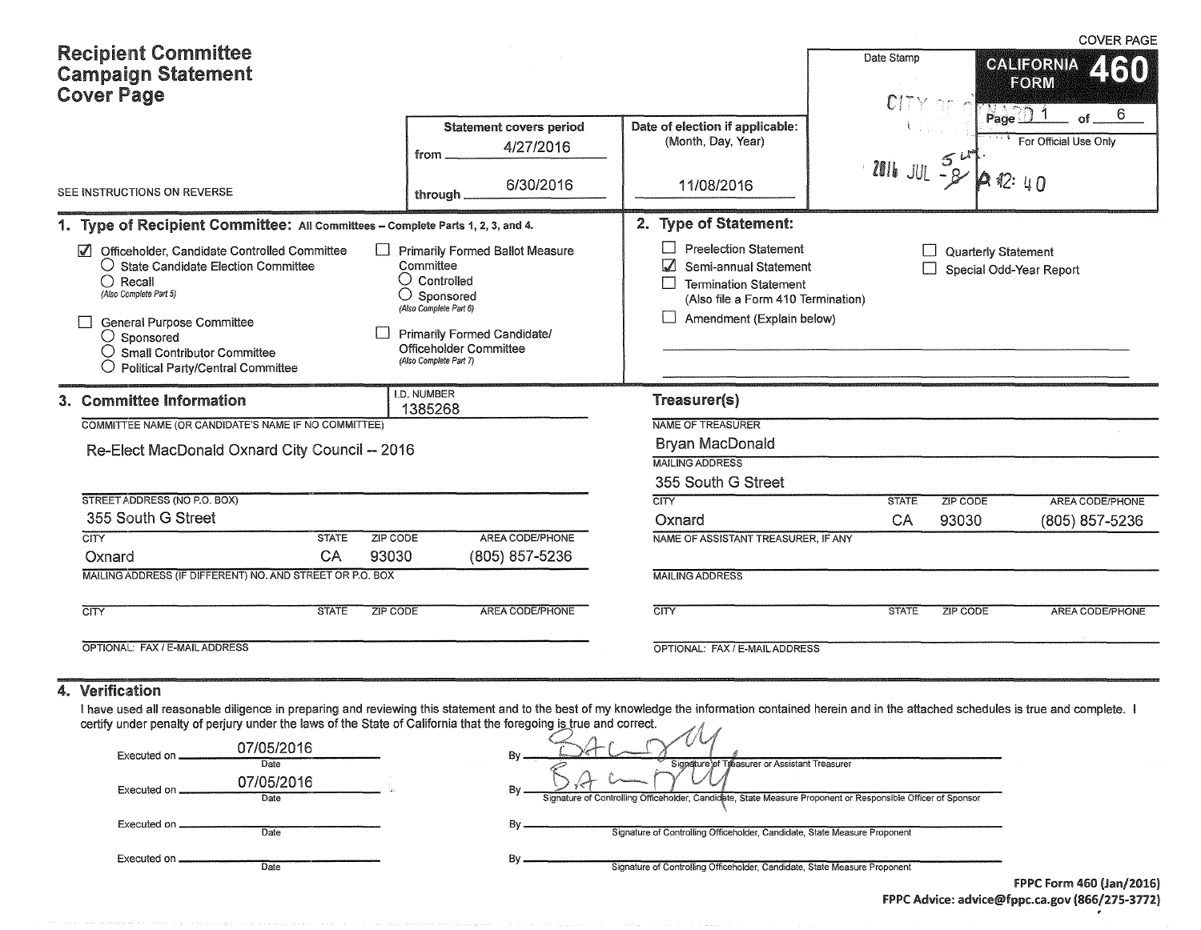# Recipient Committee Campaign Statement Cover Page

COVER PAGE

**CALIFORNIA FORM 460**

SEE INSTRUCTIONS ON REVERSE

| Statement covers period | Date of election if applicable: (Month, Day, Year) | Date Stamp | For Official Use Only |
|---|---|---|---|
| from 4/27/2016 through 6/30/2016 | 11/08/2016 | CITY OF ... 2016 JUL -8 A 12:40 | Page 1 of 6 |

## 1. Type of Recipient Committee: All Committees – Complete Parts 1, 2, 3, and 4.

- ☑ Officeholder, Candidate Controlled Committee
  - ○ State Candidate Election Committee
  - ○ Recall *(Also Complete Part 5)*
- ☐ General Purpose Committee
  - ○ Sponsored
  - ○ Small Contributor Committee
  - ○ Political Party/Central Committee
- ☐ Primarily Formed Ballot Measure Committee
  - ○ Controlled
  - ○ Sponsored *(Also Complete Part 6)*
- ☐ Primarily Formed Candidate/Officeholder Committee *(Also Complete Part 7)*

## 2. Type of Statement:

- ☐ Preelection Statement
- ☑ Semi-annual Statement
- ☐ Termination Statement (Also file a Form 410 Termination)
- ☐ Amendment (Explain below)
- ☐ Quarterly Statement
- ☐ Special Odd-Year Report

## 3. Committee Information

I.D. NUMBER: 1385268

COMMITTEE NAME (OR CANDIDATE'S NAME IF NO COMMITTEE): Re-Elect MacDonald Oxnard City Council -- 2016

STREET ADDRESS (NO P.O. BOX): 355 South G Street

| CITY | STATE | ZIP CODE | AREA CODE/PHONE |
|---|---|---|---|
| Oxnard | CA | 93030 | (805) 857-5236 |

MAILING ADDRESS (IF DIFFERENT) NO. AND STREET OR P.O. BOX:

| CITY | STATE | ZIP CODE | AREA CODE/PHONE |
|---|---|---|---|
| | | | |

OPTIONAL: FAX / E-MAIL ADDRESS:

### Treasurer(s)

NAME OF TREASURER: Bryan MacDonald

MAILING ADDRESS: 355 South G Street

| CITY | STATE | ZIP CODE | AREA CODE/PHONE |
|---|---|---|---|
| Oxnard | CA | 93030 | (805) 857-5236 |

NAME OF ASSISTANT TREASURER, IF ANY:

MAILING ADDRESS:

| CITY | STATE | ZIP CODE | AREA CODE/PHONE |
|---|---|---|---|
| | | | |

OPTIONAL: FAX / E-MAIL ADDRESS:

## 4. Verification

I have used all reasonable diligence in preparing and reviewing this statement and to the best of my knowledge the information contained herein and in the attached schedules is true and complete. I certify under penalty of perjury under the laws of the State of California that the foregoing is true and correct.

Executed on 07/05/2016 (Date) By [signature] (Signature of Treasurer or Assistant Treasurer)

Executed on 07/05/2016 (Date) By [signature] (Signature of Controlling Officeholder, Candidate, State Measure Proponent or Responsible Officer of Sponsor)

Executed on ________ (Date) By ________ (Signature of Controlling Officeholder, Candidate, State Measure Proponent)

Executed on ________ (Date) By ________ (Signature of Controlling Officeholder, Candidate, State Measure Proponent)

**FPPC Form 460 (Jan/2016)**
**FPPC Advice: advice@fppc.ca.gov (866/275-3772)**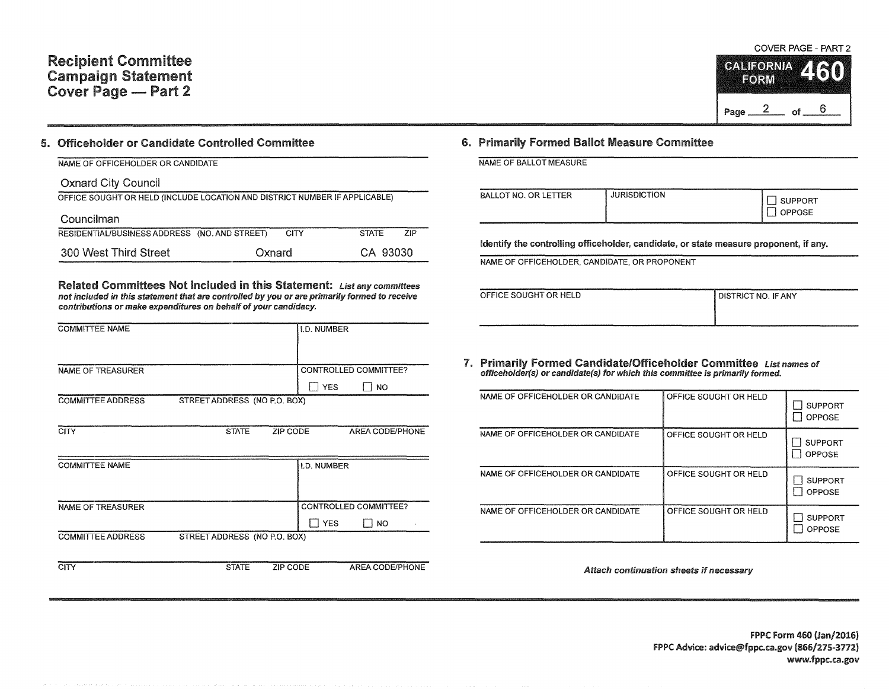# Recipient Committee Campaign Statement Cover Page — Part 2

COVER PAGE - PART 2

**CALIFORNIA FORM 460**

Page 2 of 6

## 5. Officeholder or Candidate Controlled Committee

NAME OF OFFICEHOLDER OR CANDIDATE

Oxnard City Council

OFFICE SOUGHT OR HELD (INCLUDE LOCATION AND DISTRICT NUMBER IF APPLICABLE)

Councilman

| RESIDENTIAL/BUSINESS ADDRESS (NO. AND STREET) | CITY | STATE | ZIP |
|---|---|---|---|
| 300 West Third Street | Oxnard | CA | 93030 |

**Related Committees Not Included in this Statement:** *List any committees not included in this statement that are controlled by you or are primarily formed to receive contributions or make expenditures on behalf of your candidacy.*

| COMMITTEE NAME | | | I.D. NUMBER |
|---|---|---|---|
| NAME OF TREASURER | | | CONTROLLED COMMITTEE? ☐ YES ☐ NO |
| COMMITTEE ADDRESS | STREET ADDRESS (NO P.O. BOX) | | |
| CITY | STATE | ZIP CODE | AREA CODE/PHONE |

| COMMITTEE NAME | | | I.D. NUMBER |
|---|---|---|---|
| NAME OF TREASURER | | | CONTROLLED COMMITTEE? ☐ YES ☐ NO |
| COMMITTEE ADDRESS | STREET ADDRESS (NO P.O. BOX) | | |
| CITY | STATE | ZIP CODE | AREA CODE/PHONE |

## 6. Primarily Formed Ballot Measure Committee

NAME OF BALLOT MEASURE

| BALLOT NO. OR LETTER | JURISDICTION | ☐ SUPPORT ☐ OPPOSE |
|---|---|---|
| | | |

**Identify the controlling officeholder, candidate, or state measure proponent, if any.**

NAME OF OFFICEHOLDER, CANDIDATE, OR PROPONENT

| OFFICE SOUGHT OR HELD | DISTRICT NO. IF ANY |
|---|---|
| | |

## 7. Primarily Formed Candidate/Officeholder Committee

*List names of officeholder(s) or candidate(s) for which this committee is primarily formed.*

| NAME OF OFFICEHOLDER OR CANDIDATE | OFFICE SOUGHT OR HELD | SUPPORT/OPPOSE |
|---|---|---|
| | | ☐ SUPPORT ☐ OPPOSE |
| | | ☐ SUPPORT ☐ OPPOSE |
| | | ☐ SUPPORT ☐ OPPOSE |
| | | ☐ SUPPORT ☐ OPPOSE |

*Attach continuation sheets if necessary*

**FPPC Form 460 (Jan/2016)**
**FPPC Advice: advice@fppc.ca.gov (866/275-3772)**
**www.fppc.ca.gov**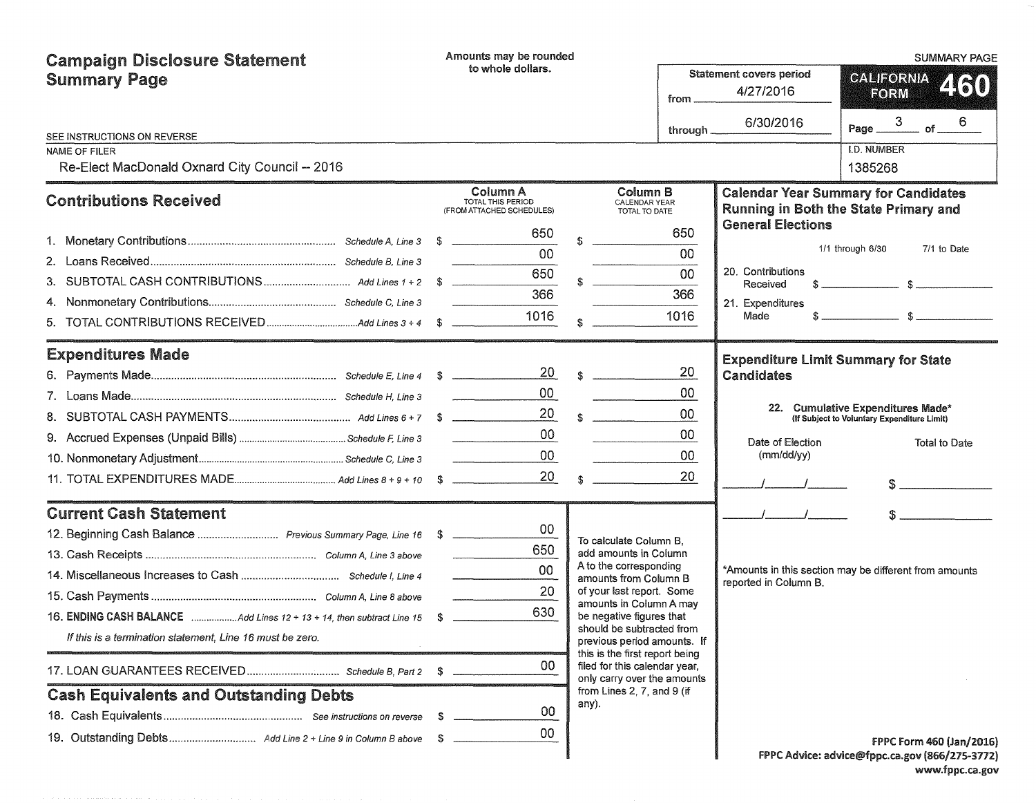# Campaign Disclosure Statement Summary Page

Amounts may be rounded to whole dollars.

SEE INSTRUCTIONS ON REVERSE

**SUMMARY PAGE**

**CALIFORNIA FORM 460**

Statement covers period from 4/27/2016 through 6/30/2016

Page 3 of 6

NAME OF FILER: Re-Elect MacDonald Oxnard City Council -- 2016

I.D. NUMBER: 1385268

## Contributions Received

| | | Column A TOTAL THIS PERIOD (FROM ATTACHED SCHEDULES) | Column B CALENDAR YEAR TOTAL TO DATE |
|---|---|---|---|
| 1. Monetary Contributions | Schedule A, Line 3 | $ 650 | $ 650 |
| 2. Loans Received | Schedule B, Line 3 | 00 | 00 |
| 3. SUBTOTAL CASH CONTRIBUTIONS | Add Lines 1 + 2 | $ 650 | $ 00 |
| 4. Nonmonetary Contributions | Schedule C, Line 3 | 366 | 366 |
| 5. TOTAL CONTRIBUTIONS RECEIVED | Add Lines 3 + 4 | $ 1016 | $ 1016 |

## Expenditures Made

| | | Column A | Column B |
|---|---|---|---|
| 6. Payments Made | Schedule E, Line 4 | $ 20 | $ 20 |
| 7. Loans Made | Schedule H, Line 3 | 00 | 00 |
| 8. SUBTOTAL CASH PAYMENTS | Add Lines 6 + 7 | $ 20 | $ 00 |
| 9. Accrued Expenses (Unpaid Bills) | Schedule F, Line 3 | 00 | 00 |
| 10. Nonmonetary Adjustment | Schedule C, Line 3 | 00 | 00 |
| 11. TOTAL EXPENDITURES MADE | Add Lines 8 + 9 + 10 | $ 20 | $ 20 |

## Current Cash Statement

| | | |
|---|---|---|
| 12. Beginning Cash Balance | Previous Summary Page, Line 16 | $ 00 |
| 13. Cash Receipts | Column A, Line 3 above | 650 |
| 14. Miscellaneous Increases to Cash | Schedule I, Line 4 | 00 |
| 15. Cash Payments | Column A, Line 8 above | 20 |
| 16. **ENDING CASH BALANCE** | Add Lines 12 + 13 + 14, then subtract Line 15 | $ 630 |

*If this is a termination statement, Line 16 must be zero.*

| | | |
|---|---|---|
| 17. LOAN GUARANTEES RECEIVED | Schedule B, Part 2 | $ 00 |

To calculate Column B, add amounts in Column A to the corresponding amounts from Column B of your last report. Some amounts in Column A may be negative figures that should be subtracted from previous period amounts. If this is the first report being filed for this calendar year, only carry over the amounts from Lines 2, 7, and 9 (if any).

## Cash Equivalents and Outstanding Debts

| | | |
|---|---|---|
| 18. Cash Equivalents | See instructions on reverse | $ 00 |
| 19. Outstanding Debts | Add Line 2 + Line 9 in Column B above | $ 00 |

## Calendar Year Summary for Candidates Running in Both the State Primary and General Elections

| | 1/1 through 6/30 | 7/1 to Date |
|---|---|---|
| 20. Contributions Received | $ | $ |
| 21. Expenditures Made | $ | $ |

## Expenditure Limit Summary for State Candidates

**22. Cumulative Expenditures Made*** (If Subject to Voluntary Expenditure Limit)

| Date of Election (mm/dd/yy) | Total to Date |
|---|---|
| / / | $ |
| / / | $ |

*Amounts in this section may be different from amounts reported in Column B.

FPPC Form 460 (Jan/2016)
FPPC Advice: advice@fppc.ca.gov (866/275-3772)
www.fppc.ca.gov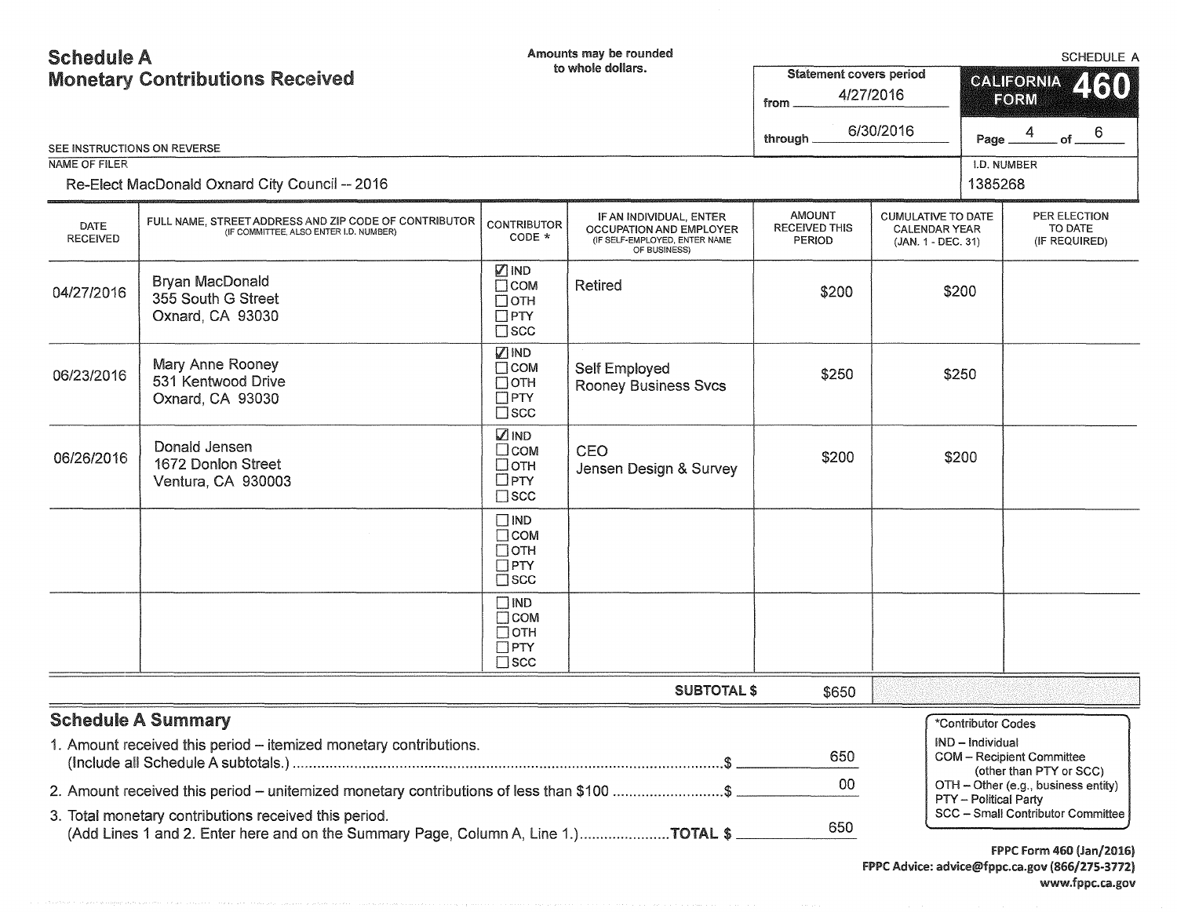# Schedule A
## Monetary Contributions Received

Amounts may be rounded to whole dollars.

SCHEDULE A

**CALIFORNIA FORM 460**

Statement covers period from 4/27/2016 through 6/30/2016

Page 4 of 6

SEE INSTRUCTIONS ON REVERSE

NAME OF FILER: Re-Elect MacDonald Oxnard City Council -- 2016

I.D. NUMBER: 1385268

| DATE RECEIVED | FULL NAME, STREET ADDRESS AND ZIP CODE OF CONTRIBUTOR (IF COMMITTEE, ALSO ENTER I.D. NUMBER) | CONTRIBUTOR CODE * | IF AN INDIVIDUAL, ENTER OCCUPATION AND EMPLOYER (IF SELF-EMPLOYED, ENTER NAME OF BUSINESS) | AMOUNT RECEIVED THIS PERIOD | CUMULATIVE TO DATE CALENDAR YEAR (JAN. 1 - DEC. 31) | PER ELECTION TO DATE (IF REQUIRED) |
|---|---|---|---|---|---|---|
| 04/27/2016 | Bryan MacDonald<br>355 South G Street<br>Oxnard, CA 93030 | ☑ IND ☐ COM ☐ OTH ☐ PTY ☐ SCC | Retired | $200 | $200 | |
| 06/23/2016 | Mary Anne Rooney<br>531 Kentwood Drive<br>Oxnard, CA 93030 | ☑ IND ☐ COM ☐ OTH ☐ PTY ☐ SCC | Self Employed<br>Rooney Business Svcs | $250 | $250 | |
| 06/26/2016 | Donald Jensen<br>1672 Donlon Street<br>Ventura, CA 930003 | ☑ IND ☐ COM ☐ OTH ☐ PTY ☐ SCC | CEO<br>Jensen Design & Survey | $200 | $200 | |
| | | ☐ IND ☐ COM ☐ OTH ☐ PTY ☐ SCC | | | | |
| | | ☐ IND ☐ COM ☐ OTH ☐ PTY ☐ SCC | | | | |
| | | | SUBTOTAL $ | $650 | | |

## Schedule A Summary

1. Amount received this period – itemized monetary contributions. (Include all Schedule A subtotals.) ........ $ 650
2. Amount received this period – unitemized monetary contributions of less than $100 ........ $ 00
3. Total monetary contributions received this period. (Add Lines 1 and 2. Enter here and on the Summary Page, Column A, Line 1.) ........ **TOTAL $** 650

*Contributor Codes
- IND – Individual
- COM – Recipient Committee (other than PTY or SCC)
- OTH – Other (e.g., business entity)
- PTY – Political Party
- SCC – Small Contributor Committee

**FPPC Form 460 (Jan/2016)**
**FPPC Advice: advice@fppc.ca.gov (866/275-3772)**
**www.fppc.ca.gov**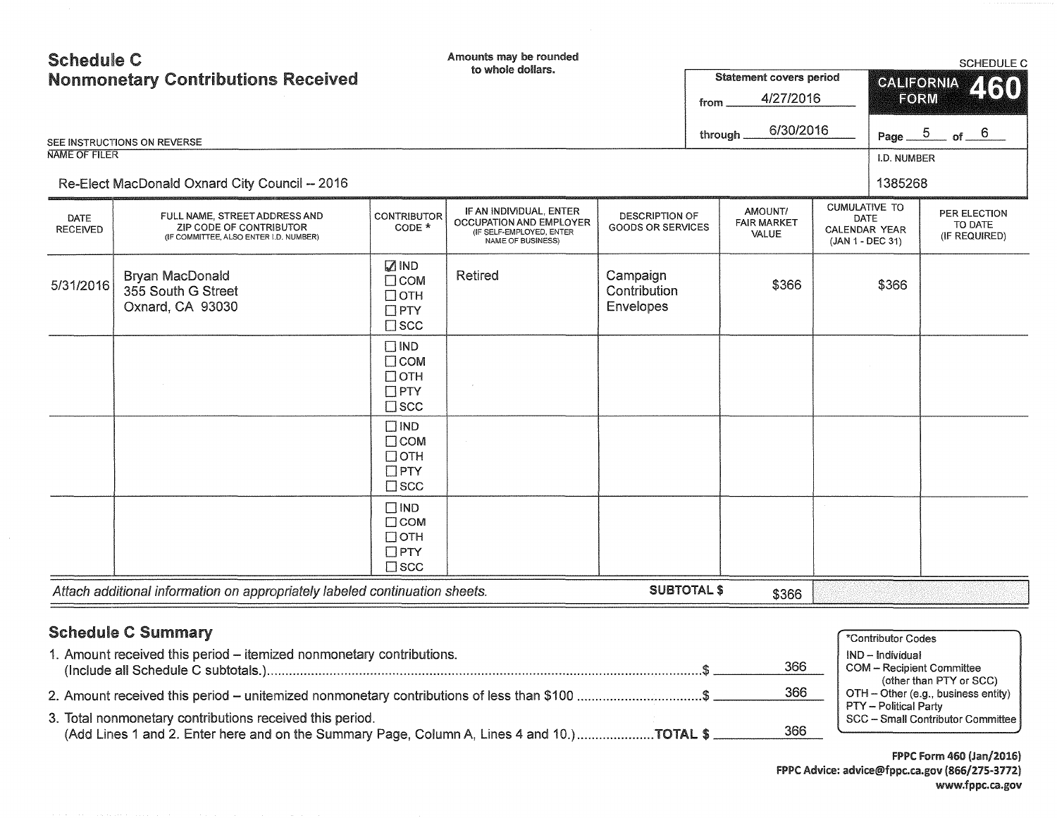# Schedule C
## Nonmonetary Contributions Received

Amounts may be rounded to whole dollars.

SEE INSTRUCTIONS ON REVERSE

SCHEDULE C

**CALIFORNIA FORM 460**

Statement covers period from 4/27/2016 through 6/30/2016

Page 5 of 6

NAME OF FILER: Re-Elect MacDonald Oxnard City Council -- 2016

I.D. NUMBER: 1385268

| DATE RECEIVED | FULL NAME, STREET ADDRESS AND ZIP CODE OF CONTRIBUTOR (IF COMMITTEE, ALSO ENTER I.D. NUMBER) | CONTRIBUTOR CODE * | IF AN INDIVIDUAL, ENTER OCCUPATION AND EMPLOYER (IF SELF-EMPLOYED, ENTER NAME OF BUSINESS) | DESCRIPTION OF GOODS OR SERVICES | AMOUNT/ FAIR MARKET VALUE | CUMULATIVE TO DATE CALENDAR YEAR (JAN 1 - DEC 31) | PER ELECTION TO DATE (IF REQUIRED) |
|---|---|---|---|---|---|---|---|
| 5/31/2016 | Bryan MacDonald<br>355 South G Street<br>Oxnard, CA 93030 | ☑ IND ☐ COM ☐ OTH ☐ PTY ☐ SCC | Retired | Campaign Contribution Envelopes | $366 | $366 | |
| | | ☐ IND ☐ COM ☐ OTH ☐ PTY ☐ SCC | | | | | |
| | | ☐ IND ☐ COM ☐ OTH ☐ PTY ☐ SCC | | | | | |
| | | ☐ IND ☐ COM ☐ OTH ☐ PTY ☐ SCC | | | | | |

*Attach additional information on appropriately labeled continuation sheets.* **SUBTOTAL $** $366

## Schedule C Summary

1. Amount received this period – itemized nonmonetary contributions. (Include all Schedule C subtotals.) ....................$ 366
2. Amount received this period – unitemized nonmonetary contributions of less than $100 ....................$ 366
3. Total nonmonetary contributions received this period. (Add Lines 1 and 2. Enter here and on the Summary Page, Column A, Lines 4 and 10.) ....................**TOTAL $** 366

*Contributor Codes
- IND – Individual
- COM – Recipient Committee (other than PTY or SCC)
- OTH – Other (e.g., business entity)
- PTY – Political Party
- SCC – Small Contributor Committee

**FPPC Form 460 (Jan/2016)**
**FPPC Advice: advice@fppc.ca.gov (866/275-3772)**
**www.fppc.ca.gov**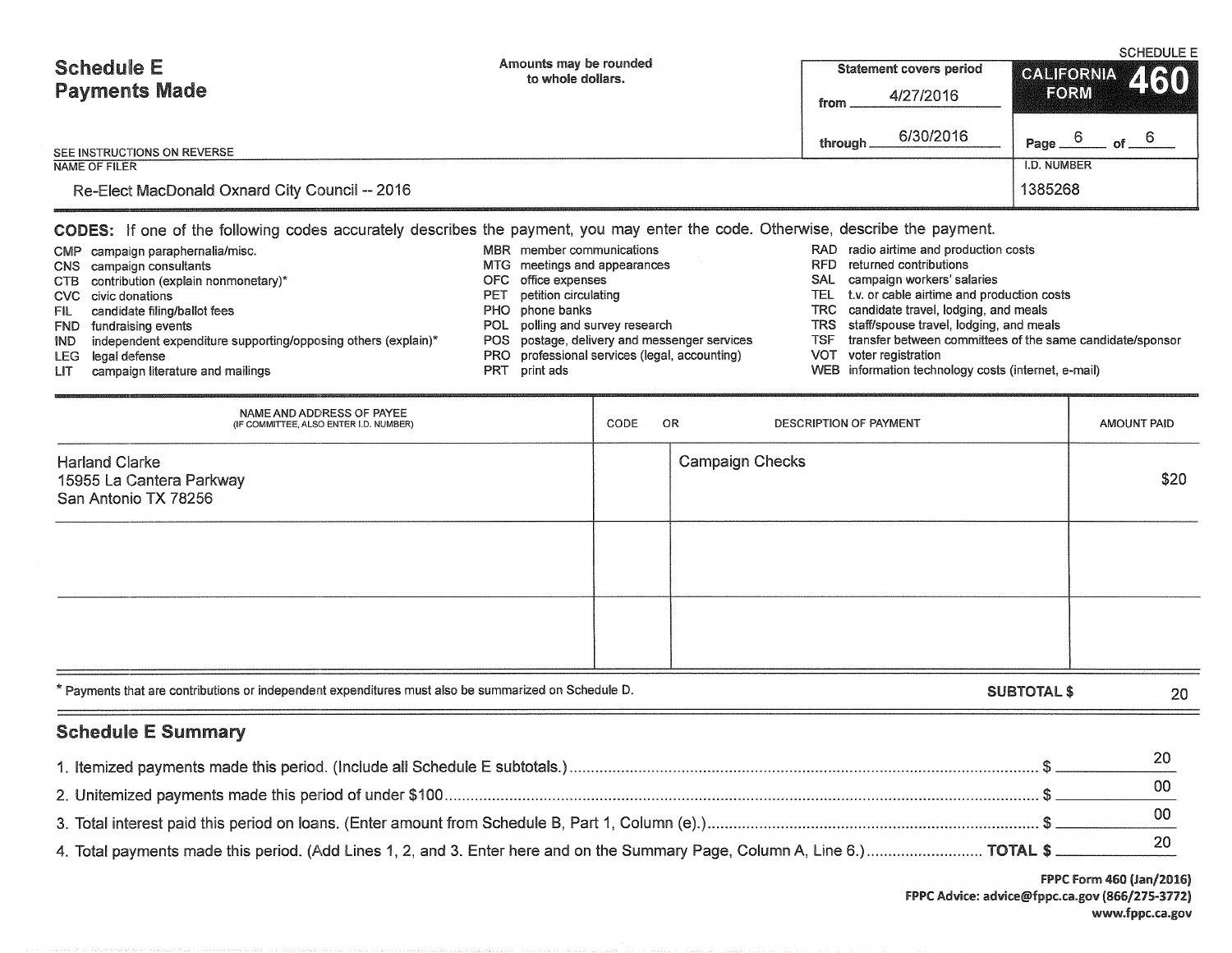# Schedule E
# Payments Made

Amounts may be rounded to whole dollars.

| Statement covers period | |
|---|---|
| from | 4/27/2016 |
| through | 6/30/2016 |

SCHEDULE E

**CALIFORNIA FORM 460**

Page 6 of 6

SEE INSTRUCTIONS ON REVERSE

| NAME OF FILER | I.D. NUMBER |
|---|---|
| Re-Elect MacDonald Oxnard City Council -- 2016 | 1385268 |

**CODES:** If one of the following codes accurately describes the payment, you may enter the code. Otherwise, describe the payment.

- CMP campaign paraphernalia/misc.
- CNS campaign consultants
- CTB contribution (explain nonmonetary)*
- CVC civic donations
- FIL candidate filing/ballot fees
- FND fundraising events
- IND independent expenditure supporting/opposing others (explain)*
- LEG legal defense
- LIT campaign literature and mailings
- MBR member communications
- MTG meetings and appearances
- OFC office expenses
- PET petition circulating
- PHO phone banks
- POL polling and survey research
- POS postage, delivery and messenger services
- PRO professional services (legal, accounting)
- PRT print ads
- RAD radio airtime and production costs
- RFD returned contributions
- SAL campaign workers' salaries
- TEL t.v. or cable airtime and production costs
- TRC candidate travel, lodging, and meals
- TRS staff/spouse travel, lodging, and meals
- TSF transfer between committees of the same candidate/sponsor
- VOT voter registration
- WEB information technology costs (internet, e-mail)

| NAME AND ADDRESS OF PAYEE (IF COMMITTEE, ALSO ENTER I.D. NUMBER) | CODE | OR DESCRIPTION OF PAYMENT | AMOUNT PAID |
|---|---|---|---|
| Harland Clarke<br>15955 La Cantera Parkway<br>San Antonio TX 78256 | | Campaign Checks | $20 |
| | | | |
| | | | |

\* Payments that are contributions or independent expenditures must also be summarized on Schedule D.

**SUBTOTAL $** 20

## Schedule E Summary

1. Itemized payments made this period. (Include all Schedule E subtotals.) $ 20
2. Unitemized payments made this period of under $100 $ 00
3. Total interest paid this period on loans. (Enter amount from Schedule B, Part 1, Column (e).) $ 00
4. Total payments made this period. (Add Lines 1, 2, and 3. Enter here and on the Summary Page, Column A, Line 6.) **TOTAL $** 20

FPPC Form 460 (Jan/2016)
FPPC Advice: advice@fppc.ca.gov (866/275-3772)
www.fppc.ca.gov